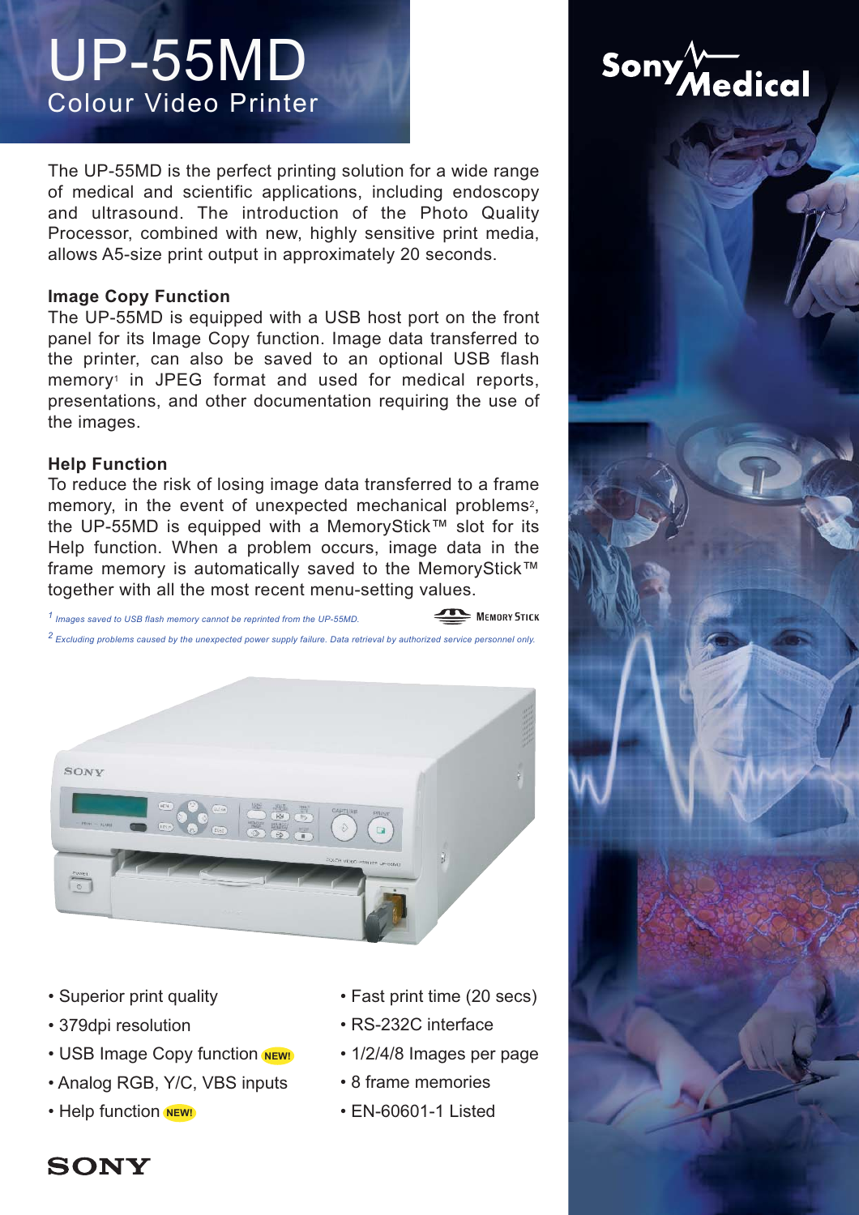# UP-55MD
## Colour Video Printer

The UP-55MD is the perfect printing solution for a wide range of medical and scientific applications, including endoscopy and ultrasound. The introduction of the Photo Quality Processor, combined with new, highly sensitive print media, allows A5-size print output in approximately 20 seconds.

### Image Copy Function

The UP-55MD is equipped with a USB host port on the front panel for its Image Copy function. Image data transferred to the printer, can also be saved to an optional USB flash memory[1] in JPEG format and used for medical reports, presentations, and other documentation requiring the use of the images.

### Help Function

To reduce the risk of losing image data transferred to a frame memory, in the event of unexpected mechanical problems[2], the UP-55MD is equipped with a MemoryStick™ slot for its Help function. When a problem occurs, image data in the frame memory is automatically saved to the MemoryStick™ together with all the most recent menu-setting values.

*[1] Images saved to USB flash memory cannot be reprinted from the UP-55MD.*

*[2] Excluding problems caused by the unexpected power supply failure. Data retrieval by authorized service personnel only.*

- Superior print quality
- 379dpi resolution
- USB Image Copy function NEW!
- Analog RGB, Y/C, VBS inputs
- Help function NEW!
- Fast print time (20 secs)
- RS-232C interface
- 1/2/4/8 Images per page
- 8 frame memories
- EN-60601-1 Listed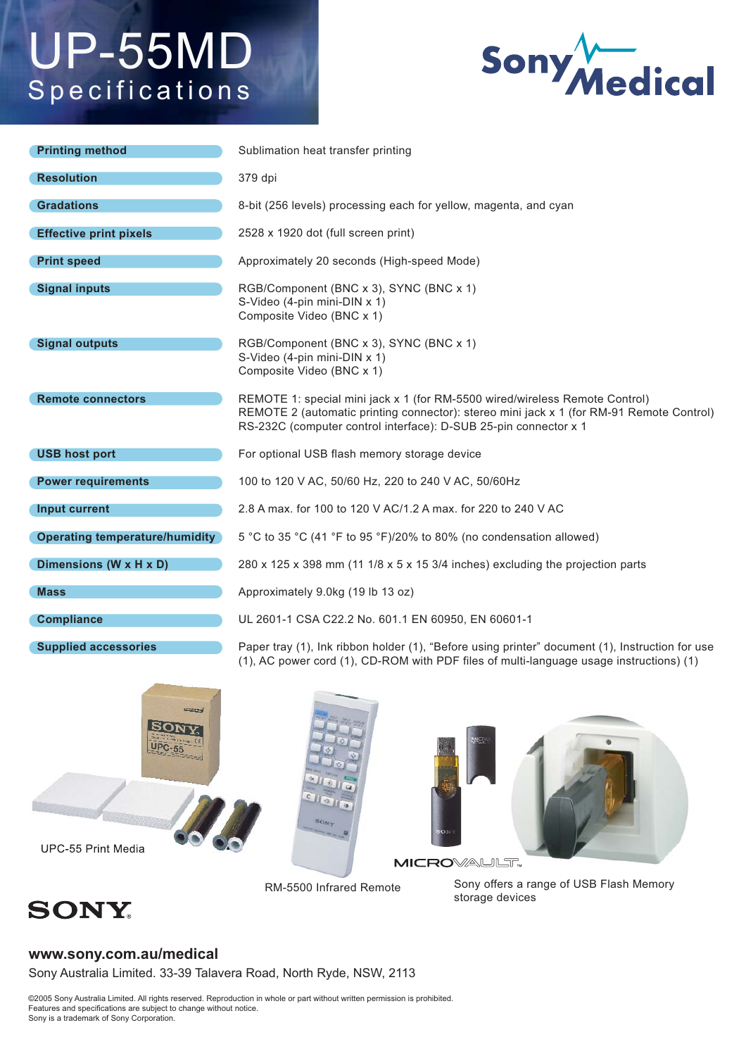# UP-55MD Specifications

Sony Medical

| | |
|---|---|
| **Printing method** | Sublimation heat transfer printing |
| **Resolution** | 379 dpi |
| **Gradations** | 8-bit (256 levels) processing each for yellow, magenta, and cyan |
| **Effective print pixels** | 2528 x 1920 dot (full screen print) |
| **Print speed** | Approximately 20 seconds (High-speed Mode) |
| **Signal inputs** | RGB/Component (BNC x 3), SYNC (BNC x 1)<br>S-Video (4-pin mini-DIN x 1)<br>Composite Video (BNC x 1) |
| **Signal outputs** | RGB/Component (BNC x 3), SYNC (BNC x 1)<br>S-Video (4-pin mini-DIN x 1)<br>Composite Video (BNC x 1) |
| **Remote connectors** | REMOTE 1: special mini jack x 1 (for RM-5500 wired/wireless Remote Control)<br>REMOTE 2 (automatic printing connector): stereo mini jack x 1 (for RM-91 Remote Control)<br>RS-232C (computer control interface): D-SUB 25-pin connector x 1 |
| **USB host port** | For optional USB flash memory storage device |
| **Power requirements** | 100 to 120 V AC, 50/60 Hz, 220 to 240 V AC, 50/60Hz |
| **Input current** | 2.8 A max. for 100 to 120 V AC/1.2 A max. for 220 to 240 V AC |
| **Operating temperature/humidity** | 5 °C to 35 °C (41 °F to 95 °F)/20% to 80% (no condensation allowed) |
| **Dimensions (W x H x D)** | 280 x 125 x 398 mm (11 1/8 x 5 x 15 3/4 inches) excluding the projection parts |
| **Mass** | Approximately 9.0kg (19 lb 13 oz) |
| **Compliance** | UL 2601-1 CSA C22.2 No. 601.1 EN 60950, EN 60601-1 |
| **Supplied accessories** | Paper tray (1), Ink ribbon holder (1), "Before using printer" document (1), Instruction for use (1), AC power cord (1), CD-ROM with PDF files of multi-language usage instructions (1) |

UPC-55 Print Media

RM-5500 Infrared Remote

MICROVAULT

Sony offers a range of USB Flash Memory storage devices

SONY

**www.sony.com.au/medical**

Sony Australia Limited. 33-39 Talavera Road, North Ryde, NSW, 2113

©2005 Sony Australia Limited. All rights reserved. Reproduction in whole or part without written permission is prohibited.
Features and specifications are subject to change without notice.
Sony is a trademark of Sony Corporation.